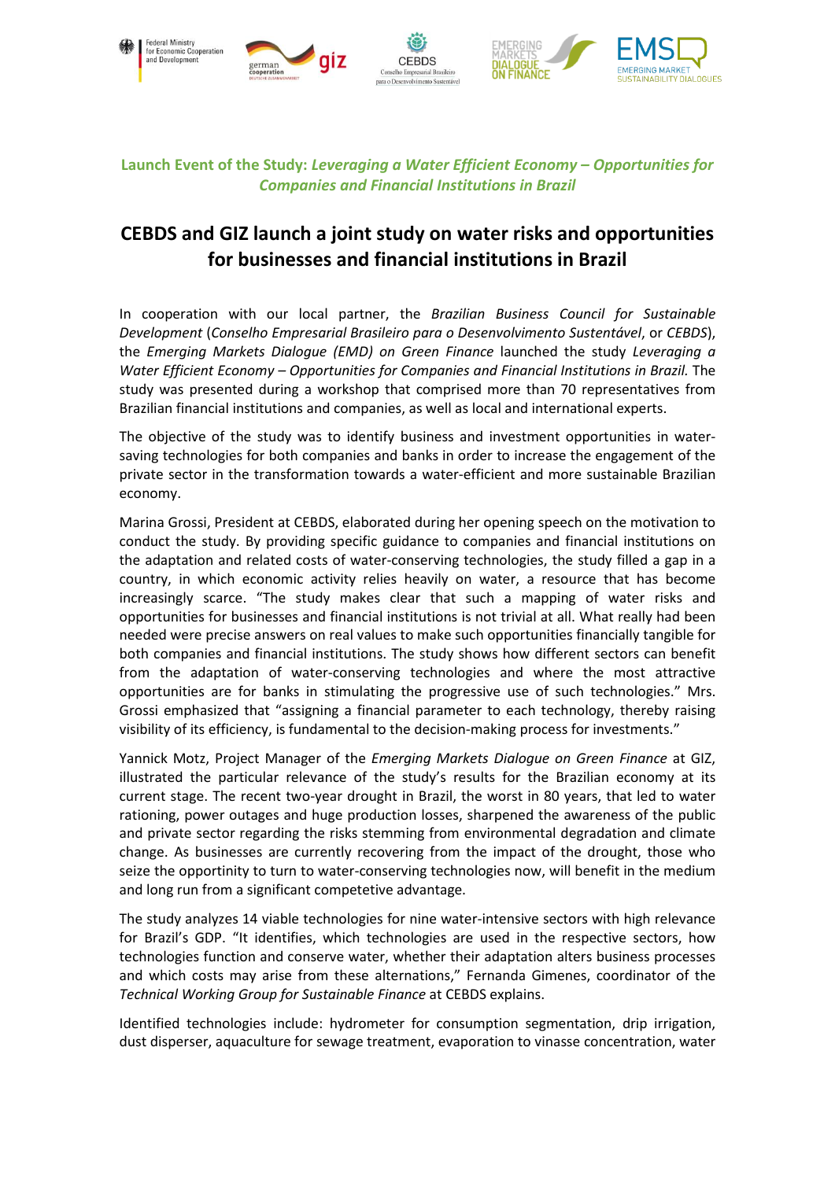Launch Event of the Study: *Leveraging a Water Efficient Economy – Opportunities for Companies and Financial Institutions in Brazil*

# CEBDS and GIZ launch a joint study on water risks and opportunities for businesses and financial institutions in Brazil

In cooperation with our local partner, the *Brazilian Business Council for Sustainable Development* (*Conselho Empresarial Brasileiro para o Desenvolvimento Sustentável*, or *CEBDS*), the *Emerging Markets Dialogue (EMD) on Green Finance* launched the study *Leveraging a Water Efficient Economy – Opportunities for Companies and Financial Institutions in Brazil.* The study was presented during a workshop that comprised more than 70 representatives from Brazilian financial institutions and companies, as well as local and international experts.

The objective of the study was to identify business and investment opportunities in water-saving technologies for both companies and banks in order to increase the engagement of the private sector in the transformation towards a water-efficient and more sustainable Brazilian economy.

Marina Grossi, President at CEBDS, elaborated during her opening speech on the motivation to conduct the study. By providing specific guidance to companies and financial institutions on the adaptation and related costs of water-conserving technologies, the study filled a gap in a country, in which economic activity relies heavily on water, a resource that has become increasingly scarce. "The study makes clear that such a mapping of water risks and opportunities for businesses and financial institutions is not trivial at all. What really had been needed were precise answers on real values to make such opportunities financially tangible for both companies and financial institutions. The study shows how different sectors can benefit from the adaptation of water-conserving technologies and where the most attractive opportunities are for banks in stimulating the progressive use of such technologies." Mrs. Grossi emphasized that "assigning a financial parameter to each technology, thereby raising visibility of its efficiency, is fundamental to the decision-making process for investments."

Yannick Motz, Project Manager of the *Emerging Markets Dialogue on Green Finance* at GIZ, illustrated the particular relevance of the study's results for the Brazilian economy at its current stage. The recent two-year drought in Brazil, the worst in 80 years, that led to water rationing, power outages and huge production losses, sharpened the awareness of the public and private sector regarding the risks stemming from environmental degradation and climate change. As businesses are currently recovering from the impact of the drought, those who seize the opportunity to turn to water-conserving technologies now, will benefit in the medium and long run from a significant competetive advantage.

The study analyzes 14 viable technologies for nine water-intensive sectors with high relevance for Brazil's GDP. "It identifies, which technologies are used in the respective sectors, how technologies function and conserve water, whether their adaptation alters business processes and which costs may arise from these alternations," Fernanda Gimenes, coordinator of the *Technical Working Group for Sustainable Finance* at CEBDS explains.

Identified technologies include: hydrometer for consumption segmentation, drip irrigation, dust disperser, aquaculture for sewage treatment, evaporation to vinasse concentration, water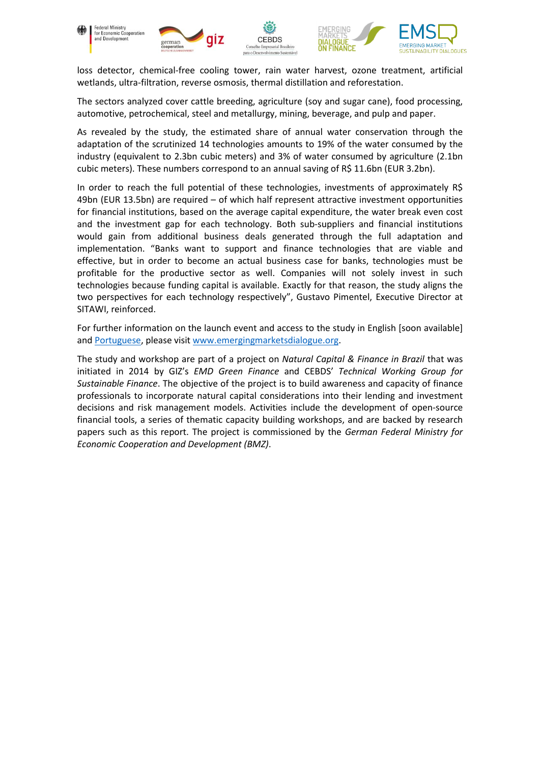loss detector, chemical-free cooling tower, rain water harvest, ozone treatment, artificial wetlands, ultra-filtration, reverse osmosis, thermal distillation and reforestation.

The sectors analyzed cover cattle breeding, agriculture (soy and sugar cane), food processing, automotive, petrochemical, steel and metallurgy, mining, beverage, and pulp and paper.

As revealed by the study, the estimated share of annual water conservation through the adaptation of the scrutinized 14 technologies amounts to 19% of the water consumed by the industry (equivalent to 2.3bn cubic meters) and 3% of water consumed by agriculture (2.1bn cubic meters). These numbers correspond to an annual saving of R$ 11.6bn (EUR 3.2bn).

In order to reach the full potential of these technologies, investments of approximately R$ 49bn (EUR 13.5bn) are required – of which half represent attractive investment opportunities for financial institutions, based on the average capital expenditure, the water break even cost and the investment gap for each technology. Both sub-suppliers and financial institutions would gain from additional business deals generated through the full adaptation and implementation. "Banks want to support and finance technologies that are viable and effective, but in order to become an actual business case for banks, technologies must be profitable for the productive sector as well. Companies will not solely invest in such technologies because funding capital is available. Exactly for that reason, the study aligns the two perspectives for each technology respectively", Gustavo Pimentel, Executive Director at SITAWI, reinforced.

For further information on the launch event and access to the study in English [soon available] and Portuguese, please visit www.emergingmarketsdialogue.org.

The study and workshop are part of a project on *Natural Capital & Finance in Brazil* that was initiated in 2014 by GIZ's *EMD Green Finance* and CEBDS' *Technical Working Group for Sustainable Finance*. The objective of the project is to build awareness and capacity of finance professionals to incorporate natural capital considerations into their lending and investment decisions and risk management models. Activities include the development of open-source financial tools, a series of thematic capacity building workshops, and are backed by research papers such as this report. The project is commissioned by the *German Federal Ministry for Economic Cooperation and Development (BMZ).*